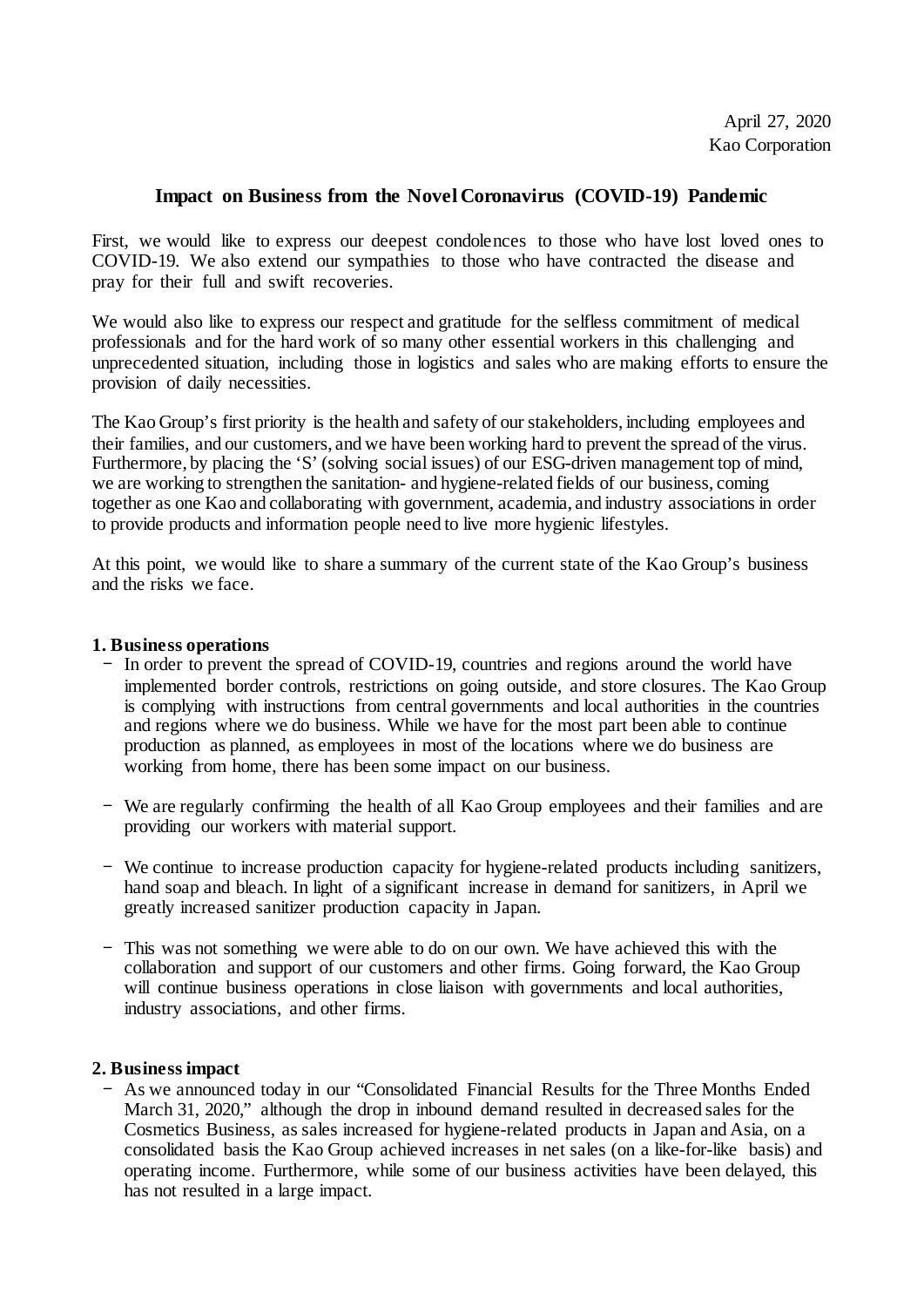April 27, 2020
Kao Corporation

# Impact on Business from the Novel Coronavirus (COVID-19) Pandemic

First, we would like to express our deepest condolences to those who have lost loved ones to COVID-19. We also extend our sympathies to those who have contracted the disease and pray for their full and swift recoveries.

We would also like to express our respect and gratitude for the selfless commitment of medical professionals and for the hard work of so many other essential workers in this challenging and unprecedented situation, including those in logistics and sales who are making efforts to ensure the provision of daily necessities.

The Kao Group's first priority is the health and safety of our stakeholders, including employees and their families, and our customers, and we have been working hard to prevent the spread of the virus. Furthermore, by placing the 'S' (solving social issues) of our ESG-driven management top of mind, we are working to strengthen the sanitation- and hygiene-related fields of our business, coming together as one Kao and collaborating with government, academia, and industry associations in order to provide products and information people need to live more hygienic lifestyles.

At this point, we would like to share a summary of the current state of the Kao Group's business and the risks we face.

## 1. Business operations

- In order to prevent the spread of COVID-19, countries and regions around the world have implemented border controls, restrictions on going outside, and store closures. The Kao Group is complying with instructions from central governments and local authorities in the countries and regions where we do business. While we have for the most part been able to continue production as planned, as employees in most of the locations where we do business are working from home, there has been some impact on our business.
- We are regularly confirming the health of all Kao Group employees and their families and are providing our workers with material support.
- We continue to increase production capacity for hygiene-related products including sanitizers, hand soap and bleach. In light of a significant increase in demand for sanitizers, in April we greatly increased sanitizer production capacity in Japan.
- This was not something we were able to do on our own. We have achieved this with the collaboration and support of our customers and other firms. Going forward, the Kao Group will continue business operations in close liaison with governments and local authorities, industry associations, and other firms.

## 2. Business impact

- As we announced today in our "Consolidated Financial Results for the Three Months Ended March 31, 2020," although the drop in inbound demand resulted in decreased sales for the Cosmetics Business, as sales increased for hygiene-related products in Japan and Asia, on a consolidated basis the Kao Group achieved increases in net sales (on a like-for-like basis) and operating income. Furthermore, while some of our business activities have been delayed, this has not resulted in a large impact.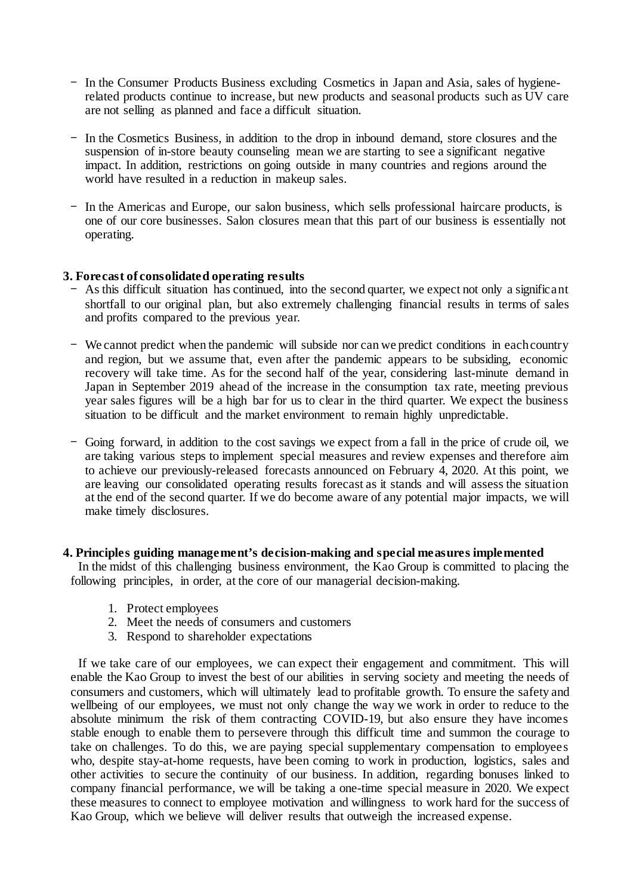- In the Consumer Products Business excluding Cosmetics in Japan and Asia, sales of hygiene-related products continue to increase, but new products and seasonal products such as UV care are not selling as planned and face a difficult situation.

- In the Cosmetics Business, in addition to the drop in inbound demand, store closures and the suspension of in-store beauty counseling mean we are starting to see a significant negative impact. In addition, restrictions on going outside in many countries and regions around the world have resulted in a reduction in makeup sales.

- In the Americas and Europe, our salon business, which sells professional haircare products, is one of our core businesses. Salon closures mean that this part of our business is essentially not operating.

## 3. Forecast of consolidated operating results

- As this difficult situation has continued, into the second quarter, we expect not only a significant shortfall to our original plan, but also extremely challenging financial results in terms of sales and profits compared to the previous year.

- We cannot predict when the pandemic will subside nor can we predict conditions in each country and region, but we assume that, even after the pandemic appears to be subsiding, economic recovery will take time. As for the second half of the year, considering last-minute demand in Japan in September 2019 ahead of the increase in the consumption tax rate, meeting previous year sales figures will be a high bar for us to clear in the third quarter. We expect the business situation to be difficult and the market environment to remain highly unpredictable.

- Going forward, in addition to the cost savings we expect from a fall in the price of crude oil, we are taking various steps to implement special measures and review expenses and therefore aim to achieve our previously-released forecasts announced on February 4, 2020. At this point, we are leaving our consolidated operating results forecast as it stands and will assess the situation at the end of the second quarter. If we do become aware of any potential major impacts, we will make timely disclosures.

## 4. Principles guiding management's decision-making and special measures implemented

In the midst of this challenging business environment, the Kao Group is committed to placing the following principles, in order, at the core of our managerial decision-making.

1. Protect employees
2. Meet the needs of consumers and customers
3. Respond to shareholder expectations

If we take care of our employees, we can expect their engagement and commitment. This will enable the Kao Group to invest the best of our abilities in serving society and meeting the needs of consumers and customers, which will ultimately lead to profitable growth. To ensure the safety and wellbeing of our employees, we must not only change the way we work in order to reduce to the absolute minimum the risk of them contracting COVID-19, but also ensure they have incomes stable enough to enable them to persevere through this difficult time and summon the courage to take on challenges. To do this, we are paying special supplementary compensation to employees who, despite stay-at-home requests, have been coming to work in production, logistics, sales and other activities to secure the continuity of our business. In addition, regarding bonuses linked to company financial performance, we will be taking a one-time special measure in 2020. We expect these measures to connect to employee motivation and willingness to work hard for the success of Kao Group, which we believe will deliver results that outweigh the increased expense.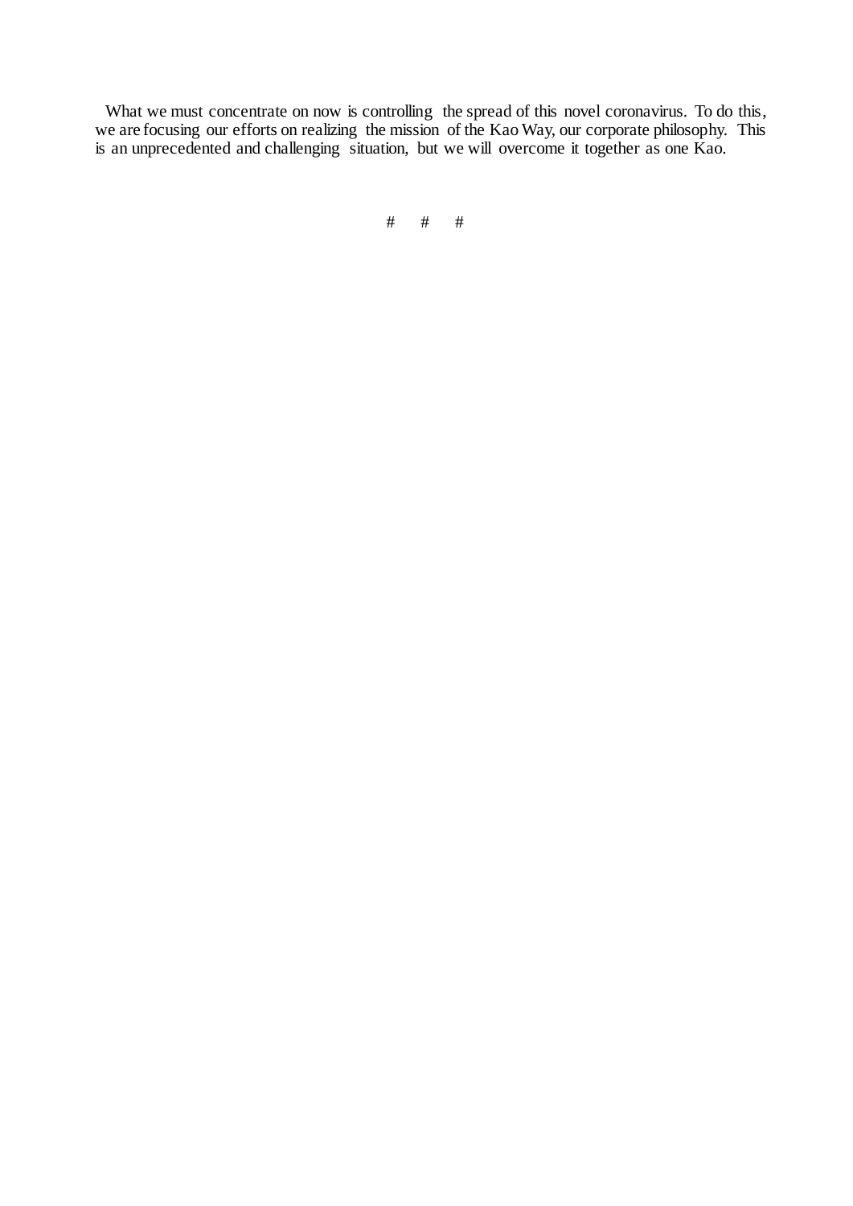What we must concentrate on now is controlling the spread of this novel coronavirus. To do this, we are focusing our efforts on realizing the mission of the Kao Way, our corporate philosophy. This is an unprecedented and challenging situation, but we will overcome it together as one Kao.

# # #